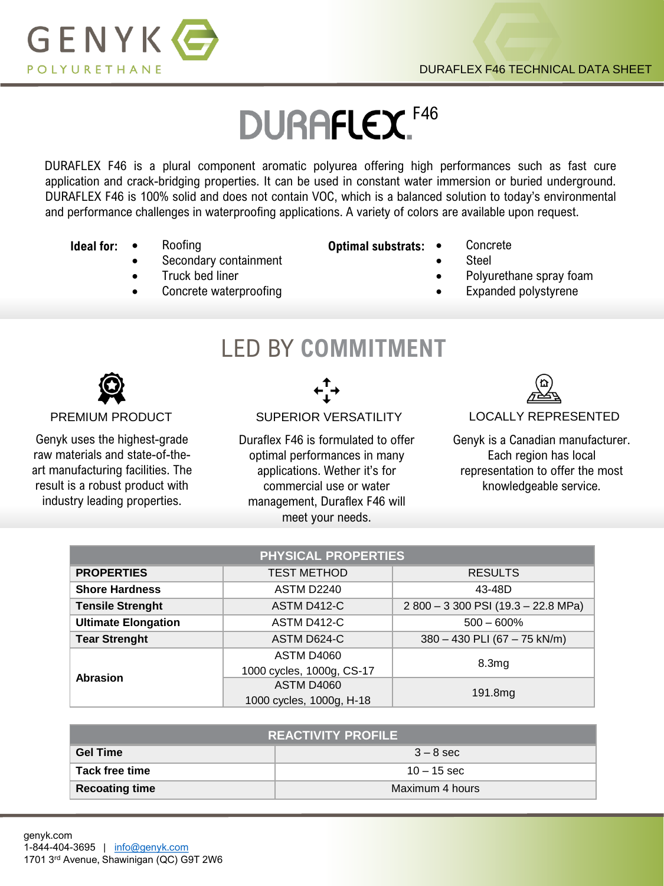# DURAFLEX F46

DURAFLEX F46 is a plural component aromatic polyurea offering high performances such as fast cure application and crack-bridging properties. It can be used in constant water immersion or buried underground. DURAFLEX F46 is 100% solid and does not contain VOC, which is a balanced solution to today's environmental and performance challenges in waterproofing applications. A variety of colors are available upon request.

**Ideal for:**

- Roofing
- Secondary containment
- Truck bed liner
- Concrete waterproofing

**Optimal substrats:**

- Concrete
- Steel
- Polyurethane spray foam
- Expanded polystyrene

## LED BY COMMITMENT

### PREMIUM PRODUCT

Genyk uses the highest-grade raw materials and state-of-the-art manufacturing facilities. The result is a robust product with industry leading properties.

### SUPERIOR VERSATILITY

Duraflex F46 is formulated to offer optimal performances in many applications. Wether it's for commercial use or water management, Duraflex F46 will meet your needs.

### LOCALLY REPRESENTED

Genyk is a Canadian manufacturer. Each region has local representation to offer the most knowledgeable service.

| PHYSICAL PROPERTIES | | |
|---|---|---|
| **PROPERTIES** | TEST METHOD | RESULTS |
| **Shore Hardness** | ASTM D2240 | 43-48D |
| **Tensile Strenght** | ASTM D412-C | 2 800 – 3 300 PSI (19.3 – 22.8 MPa) |
| **Ultimate Elongation** | ASTM D412-C | 500 – 600% |
| **Tear Strenght** | ASTM D624-C | 380 – 430 PLI (67 – 75 kN/m) |
| **Abrasion** | ASTM D4060 1000 cycles, 1000g, CS-17 | 8.3mg |
| | ASTM D4060 1000 cycles, 1000g, H-18 | 191.8mg |

| REACTIVITY PROFILE | |
|---|---|
| **Gel Time** | 3 – 8 sec |
| **Tack free time** | 10 – 15 sec |
| **Recoating time** | Maximum 4 hours |

genyk.com
1-844-404-3695 | info@genyk.com
1701 3rd Avenue, Shawinigan (QC) G9T 2W6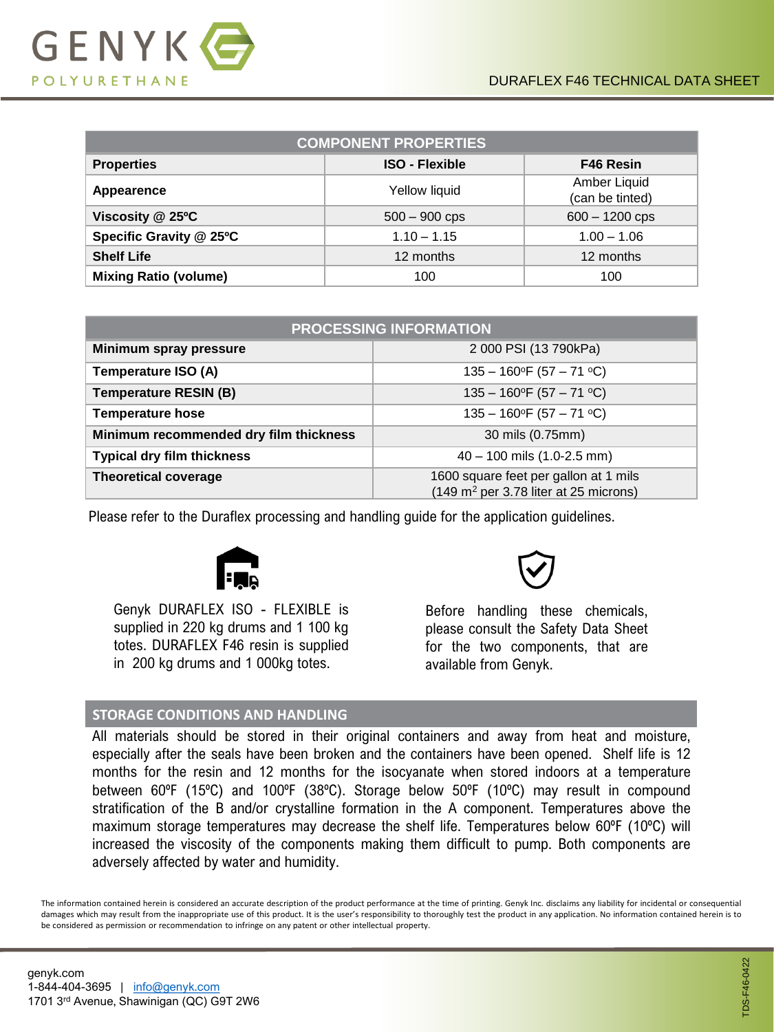# DURAFLEX F46 TECHNICAL DATA SHEET

| COMPONENT PROPERTIES | | |
|---|---|---|
| **Properties** | **ISO - Flexible** | **F46 Resin** |
| **Appearence** | Yellow liquid | Amber Liquid (can be tinted) |
| **Viscosity @ 25ºC** | 500 – 900 cps | 600 – 1200 cps |
| **Specific Gravity @ 25ºC** | 1.10 – 1.15 | 1.00 – 1.06 |
| **Shelf Life** | 12 months | 12 months |
| **Mixing Ratio (volume)** | 100 | 100 |

| PROCESSING INFORMATION | |
|---|---|
| **Minimum spray pressure** | 2 000 PSI (13 790kPa) |
| **Temperature ISO (A)** | 135 – 160ºF (57 – 71 ºC) |
| **Temperature RESIN (B)** | 135 – 160ºF (57 – 71 ºC) |
| **Temperature hose** | 135 – 160ºF (57 – 71 ºC) |
| **Minimum recommended dry film thickness** | 30 mils (0.75mm) |
| **Typical dry film thickness** | 40 – 100 mils (1.0-2.5 mm) |
| **Theoretical coverage** | 1600 square feet per gallon at 1 mils (149 $m^2$ per 3.78 liter at 25 microns) |

Please refer to the Duraflex processing and handling guide for the application guidelines.

Genyk DURAFLEX ISO - FLEXIBLE is supplied in 220 kg drums and 1 100 kg totes. DURAFLEX F46 resin is supplied in 200 kg drums and 1 000kg totes.

Before handling these chemicals, please consult the Safety Data Sheet for the two components, that are available from Genyk.

## STORAGE CONDITIONS AND HANDLING

All materials should be stored in their original containers and away from heat and moisture, especially after the seals have been broken and the containers have been opened. Shelf life is 12 months for the resin and 12 months for the isocyanate when stored indoors at a temperature between 60ºF (15ºC) and 100ºF (38ºC). Storage below 50ºF (10ºC) may result in compound stratification of the B and/or crystalline formation in the A component. Temperatures above the maximum storage temperatures may decrease the shelf life. Temperatures below 60ºF (10ºC) will increased the viscosity of the components making them difficult to pump. Both components are adversely affected by water and humidity.

The information contained herein is considered an accurate description of the product performance at the time of printing. Genyk Inc. disclaims any liability for incidental or consequential damages which may result from the inappropriate use of this product. It is the user's responsibility to thoroughly test the product in any application. No information contained herein is to be considered as permission or recommendation to infringe on any patent or other intellectual property.

genyk.com
1-844-404-3695 | info@genyk.com
1701 3rd Avenue, Shawinigan (QC) G9T 2W6

TDS-F46-0422